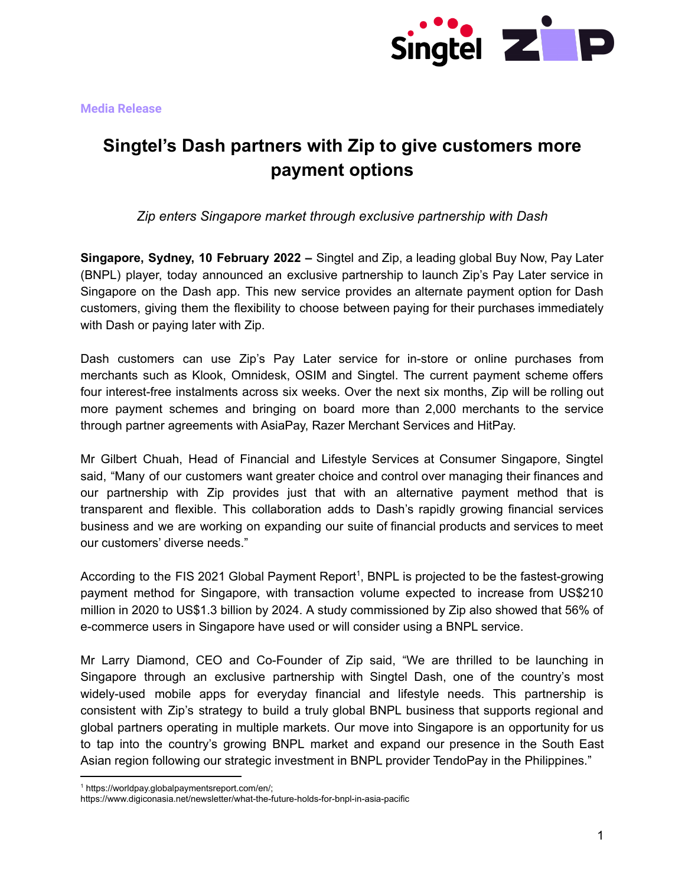Media Release

# Singtel's Dash partners with Zip to give customers more payment options

*Zip enters Singapore market through exclusive partnership with Dash*

**Singapore, Sydney, 10 February 2022 –** Singtel and Zip, a leading global Buy Now, Pay Later (BNPL) player, today announced an exclusive partnership to launch Zip's Pay Later service in Singapore on the Dash app. This new service provides an alternate payment option for Dash customers, giving them the flexibility to choose between paying for their purchases immediately with Dash or paying later with Zip.

Dash customers can use Zip's Pay Later service for in-store or online purchases from merchants such as Klook, Omnidesk, OSIM and Singtel. The current payment scheme offers four interest-free instalments across six weeks. Over the next six months, Zip will be rolling out more payment schemes and bringing on board more than 2,000 merchants to the service through partner agreements with AsiaPay, Razer Merchant Services and HitPay.

Mr Gilbert Chuah, Head of Financial and Lifestyle Services at Consumer Singapore, Singtel said, "Many of our customers want greater choice and control over managing their finances and our partnership with Zip provides just that with an alternative payment method that is transparent and flexible. This collaboration adds to Dash's rapidly growing financial services business and we are working on expanding our suite of financial products and services to meet our customers' diverse needs."

According to the FIS 2021 Global Payment Report[1], BNPL is projected to be the fastest-growing payment method for Singapore, with transaction volume expected to increase from US$210 million in 2020 to US$1.3 billion by 2024. A study commissioned by Zip also showed that 56% of e-commerce users in Singapore have used or will consider using a BNPL service.

Mr Larry Diamond, CEO and Co-Founder of Zip said, "We are thrilled to be launching in Singapore through an exclusive partnership with Singtel Dash, one of the country's most widely-used mobile apps for everyday financial and lifestyle needs. This partnership is consistent with Zip's strategy to build a truly global BNPL business that supports regional and global partners operating in multiple markets. Our move into Singapore is an opportunity for us to tap into the country's growing BNPL market and expand our presence in the South East Asian region following our strategic investment in BNPL provider TendoPay in the Philippines."

---

[1] https://worldpay.globalpaymentsreport.com/en/; https://www.digiconasia.net/newsletter/what-the-future-holds-for-bnpl-in-asia-pacific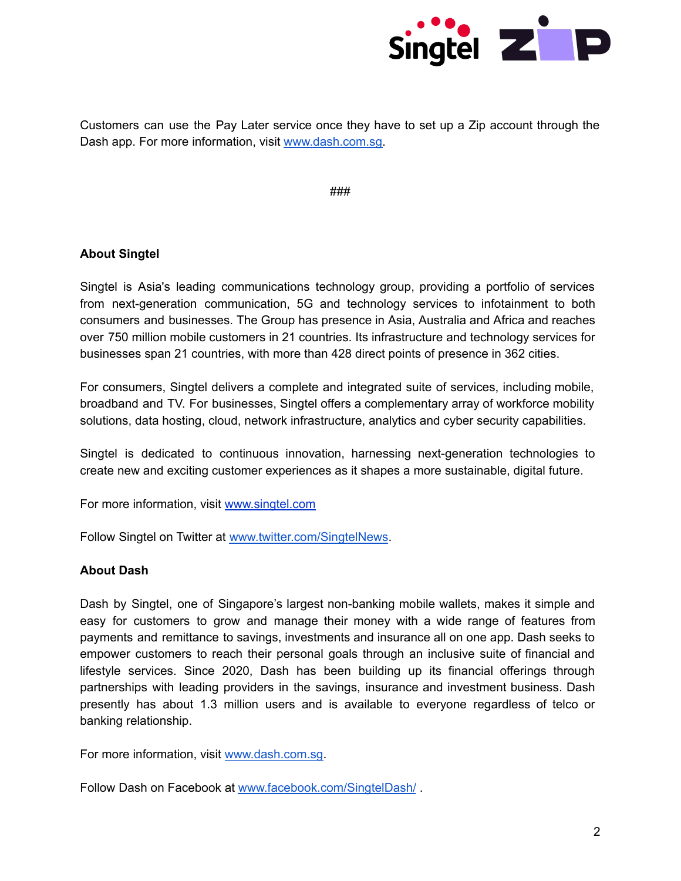Customers can use the Pay Later service once they have to set up a Zip account through the Dash app. For more information, visit www.dash.com.sg.

###

**About Singtel**

Singtel is Asia's leading communications technology group, providing a portfolio of services from next-generation communication, 5G and technology services to infotainment to both consumers and businesses. The Group has presence in Asia, Australia and Africa and reaches over 750 million mobile customers in 21 countries. Its infrastructure and technology services for businesses span 21 countries, with more than 428 direct points of presence in 362 cities.

For consumers, Singtel delivers a complete and integrated suite of services, including mobile, broadband and TV. For businesses, Singtel offers a complementary array of workforce mobility solutions, data hosting, cloud, network infrastructure, analytics and cyber security capabilities.

Singtel is dedicated to continuous innovation, harnessing next-generation technologies to create new and exciting customer experiences as it shapes a more sustainable, digital future.

For more information, visit www.singtel.com

Follow Singtel on Twitter at www.twitter.com/SingtelNews.

**About Dash**

Dash by Singtel, one of Singapore's largest non-banking mobile wallets, makes it simple and easy for customers to grow and manage their money with a wide range of features from payments and remittance to savings, investments and insurance all on one app. Dash seeks to empower customers to reach their personal goals through an inclusive suite of financial and lifestyle services. Since 2020, Dash has been building up its financial offerings through partnerships with leading providers in the savings, insurance and investment business. Dash presently has about 1.3 million users and is available to everyone regardless of telco or banking relationship.

For more information, visit www.dash.com.sg.

Follow Dash on Facebook at www.facebook.com/SingtelDash/ .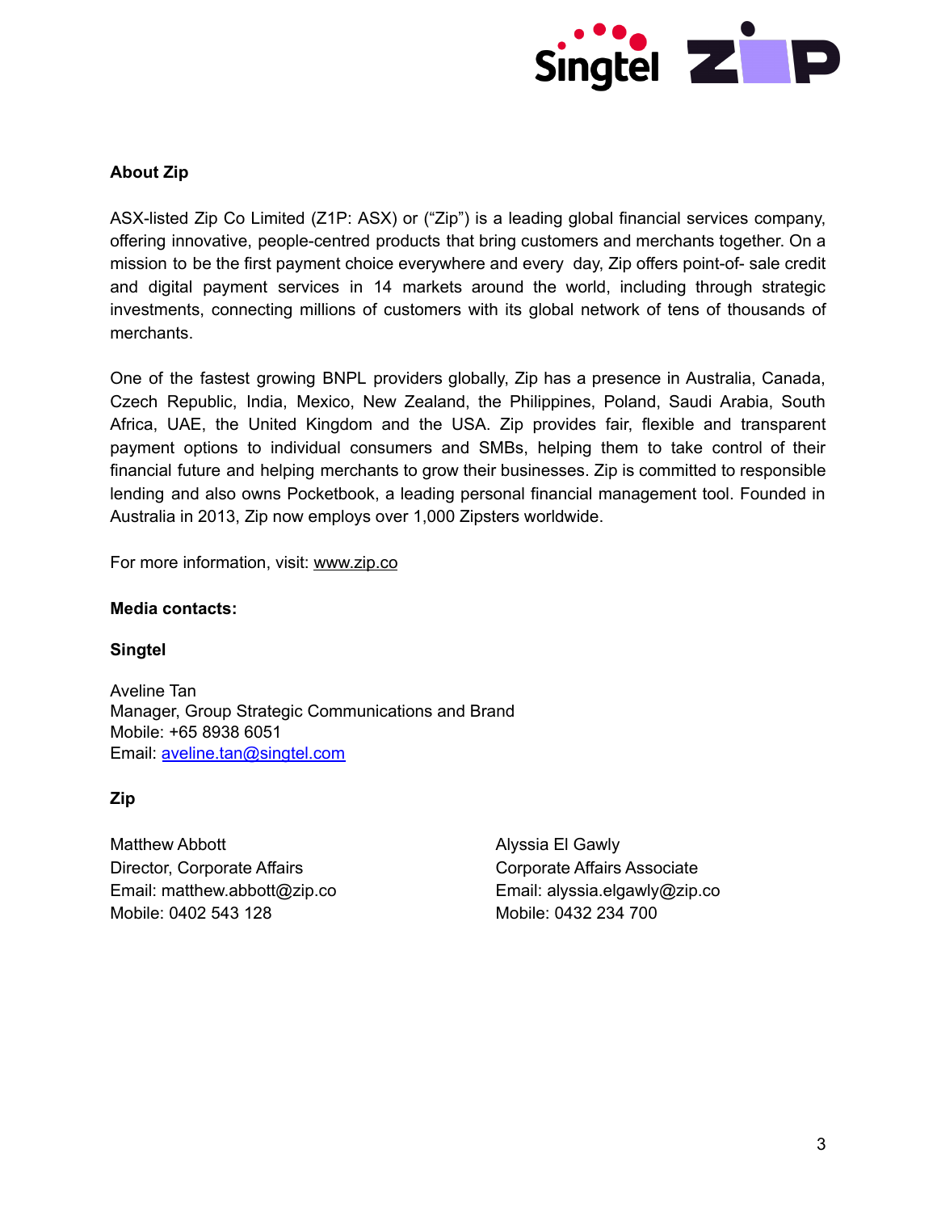**About Zip**

ASX-listed Zip Co Limited (Z1P: ASX) or ("Zip") is a leading global financial services company, offering innovative, people-centred products that bring customers and merchants together. On a mission to be the first payment choice everywhere and every day, Zip offers point-of- sale credit and digital payment services in 14 markets around the world, including through strategic investments, connecting millions of customers with its global network of tens of thousands of merchants.

One of the fastest growing BNPL providers globally, Zip has a presence in Australia, Canada, Czech Republic, India, Mexico, New Zealand, the Philippines, Poland, Saudi Arabia, South Africa, UAE, the United Kingdom and the USA. Zip provides fair, flexible and transparent payment options to individual consumers and SMBs, helping them to take control of their financial future and helping merchants to grow their businesses. Zip is committed to responsible lending and also owns Pocketbook, a leading personal financial management tool. Founded in Australia in 2013, Zip now employs over 1,000 Zipsters worldwide.

For more information, visit: www.zip.co

**Media contacts:**

**Singtel**

Aveline Tan
Manager, Group Strategic Communications and Brand
Mobile: +65 8938 6051
Email: aveline.tan@singtel.com

**Zip**

Matthew Abbott
Director, Corporate Affairs
Email: matthew.abbott@zip.co
Mobile: 0402 543 128

Alyssia El Gawly
Corporate Affairs Associate
Email: alyssia.elgawly@zip.co
Mobile: 0432 234 700